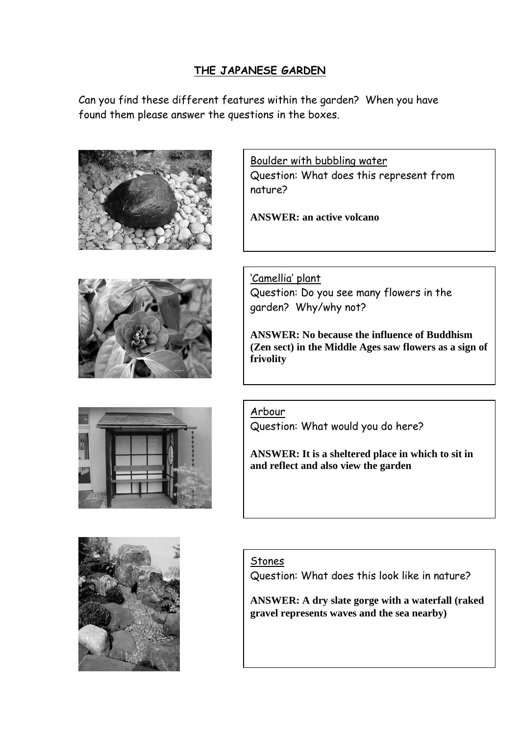# THE JAPANESE GARDEN

Can you find these different features within the garden? When you have found them please answer the questions in the boxes.

Boulder with bubbling water
Question: What does this represent from nature?

**ANSWER: an active volcano**

'Camellia' plant
Question: Do you see many flowers in the garden? Why/why not?

**ANSWER: No because the influence of Buddhism (Zen sect) in the Middle Ages saw flowers as a sign of frivolity**

Arbour
Question: What would you do here?

**ANSWER: It is a sheltered place in which to sit in and reflect and also view the garden**

Stones
Question: What does this look like in nature?

**ANSWER: A dry slate gorge with a waterfall (raked gravel represents waves and the sea nearby)**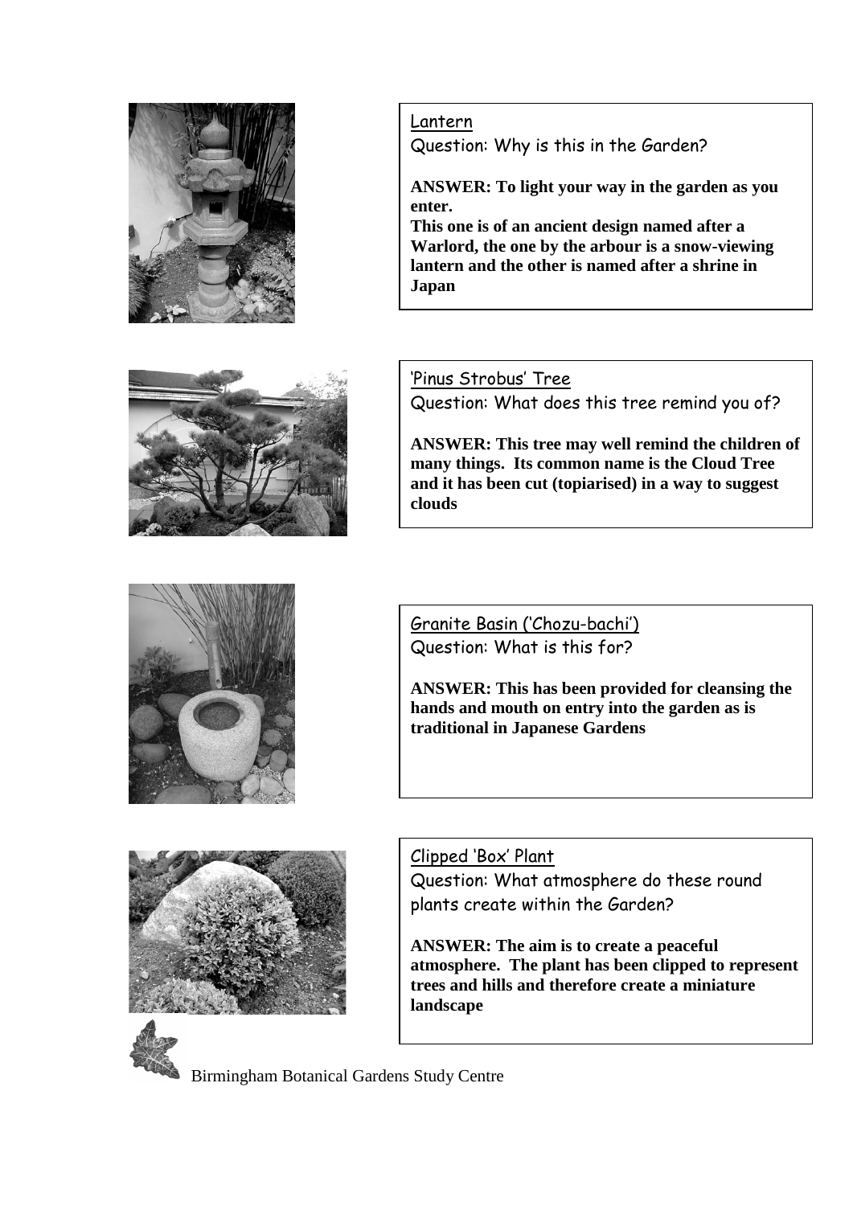Lantern

Question: Why is this in the Garden?

**ANSWER: To light your way in the garden as you enter.**
**This one is of an ancient design named after a Warlord, the one by the arbour is a snow-viewing lantern and the other is named after a shrine in Japan**

'Pinus Strobus' Tree

Question: What does this tree remind you of?

**ANSWER: This tree may well remind the children of many things. Its common name is the Cloud Tree and it has been cut (topiarised) in a way to suggest clouds**

Granite Basin ('Chozu-bachi')

Question: What is this for?

**ANSWER: This has been provided for cleansing the hands and mouth on entry into the garden as is traditional in Japanese Gardens**

Clipped 'Box' Plant

Question: What atmosphere do these round plants create within the Garden?

**ANSWER: The aim is to create a peaceful atmosphere. The plant has been clipped to represent trees and hills and therefore create a miniature landscape**